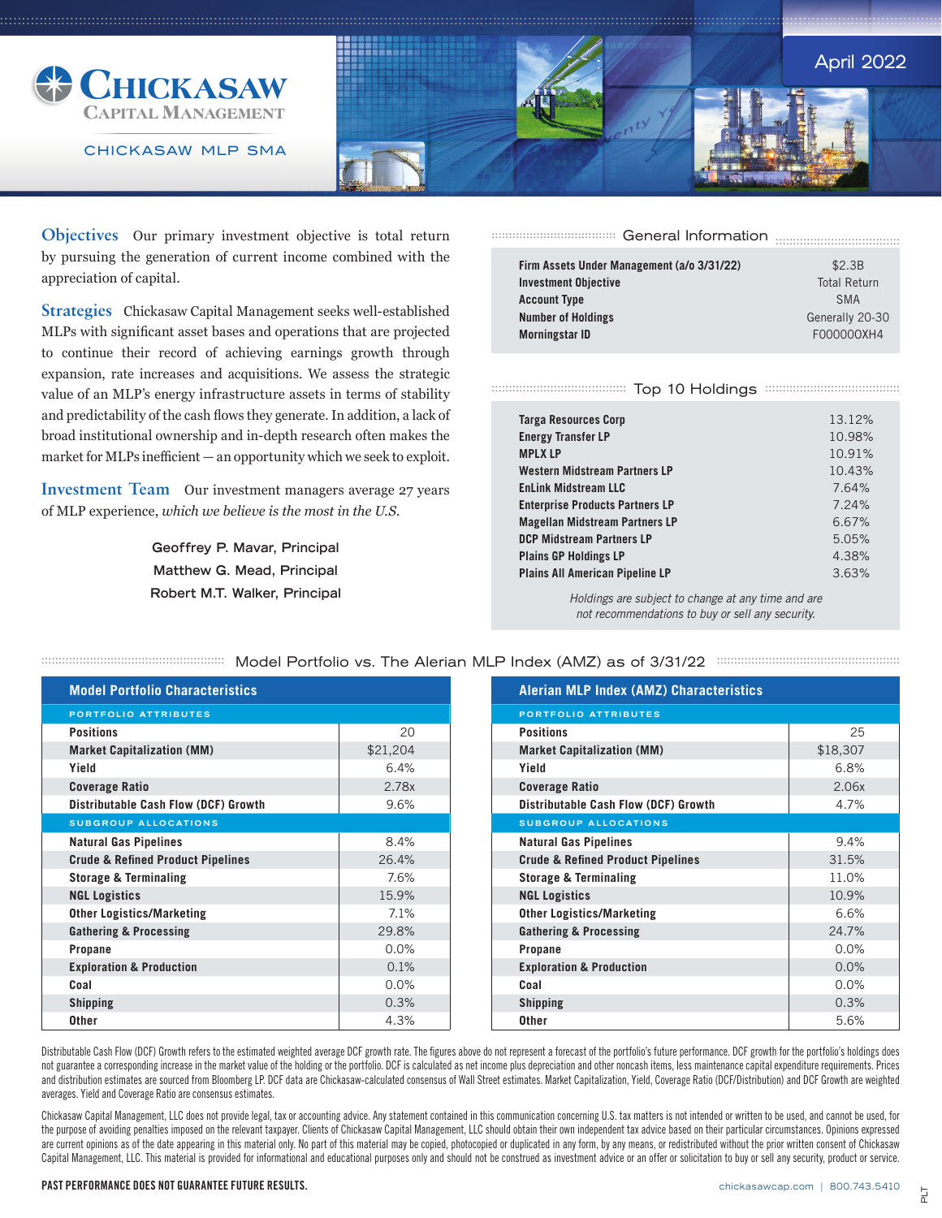# Chickasaw Capital Management

CHICKASAW MLP SMA

April 2022

**Objectives** Our primary investment objective is total return by pursuing the generation of current income combined with the appreciation of capital.

**Strategies** Chickasaw Capital Management seeks well-established MLPs with significant asset bases and operations that are projected to continue their record of achieving earnings growth through expansion, rate increases and acquisitions. We assess the strategic value of an MLP's energy infrastructure assets in terms of stability and predictability of the cash flows they generate. In addition, a lack of broad institutional ownership and in-depth research often makes the market for MLPs inefficient — an opportunity which we seek to exploit.

**Investment Team** Our investment managers average 27 years of MLP experience, *which we believe is the most in the U.S.*

Geoffrey P. Mavar, Principal
Matthew G. Mead, Principal
Robert M.T. Walker, Principal

## General Information

| | |
|---|---|
| **Firm Assets Under Management (a/o 3/31/22)** | $2.3B |
| **Investment Objective** | Total Return |
| **Account Type** | SMA |
| **Number of Holdings** | Generally 20-30 |
| **Morningstar ID** | F000000XH4 |

## Top 10 Holdings

| | |
|---|---|
| **Targa Resources Corp** | 13.12% |
| **Energy Transfer LP** | 10.98% |
| **MPLX LP** | 10.91% |
| **Western Midstream Partners LP** | 10.43% |
| **EnLink Midstream LLC** | 7.64% |
| **Enterprise Products Partners LP** | 7.24% |
| **Magellan Midstream Partners LP** | 6.67% |
| **DCP Midstream Partners LP** | 5.05% |
| **Plains GP Holdings LP** | 4.38% |
| **Plains All American Pipeline LP** | 3.63% |

*Holdings are subject to change at any time and are not recommendations to buy or sell any security.*

## Model Portfolio vs. The Alerian MLP Index (AMZ) as of 3/31/22

| Model Portfolio Characteristics | |
|---|---|
| **PORTFOLIO ATTRIBUTES** | |
| Positions | 20 |
| Market Capitalization (MM) | $21,204 |
| Yield | 6.4% |
| Coverage Ratio | 2.78x |
| Distributable Cash Flow (DCF) Growth | 9.6% |
| **SUBGROUP ALLOCATIONS** | |
| Natural Gas Pipelines | 8.4% |
| Crude & Refined Product Pipelines | 26.4% |
| Storage & Terminaling | 7.6% |
| NGL Logistics | 15.9% |
| Other Logistics/Marketing | 7.1% |
| Gathering & Processing | 29.8% |
| Propane | 0.0% |
| Exploration & Production | 0.1% |
| Coal | 0.0% |
| Shipping | 0.3% |
| Other | 4.3% |

| Alerian MLP Index (AMZ) Characteristics | |
|---|---|
| **PORTFOLIO ATTRIBUTES** | |
| Positions | 25 |
| Market Capitalization (MM) | $18,307 |
| Yield | 6.8% |
| Coverage Ratio | 2.06x |
| Distributable Cash Flow (DCF) Growth | 4.7% |
| **SUBGROUP ALLOCATIONS** | |
| Natural Gas Pipelines | 9.4% |
| Crude & Refined Product Pipelines | 31.5% |
| Storage & Terminaling | 11.0% |
| NGL Logistics | 10.9% |
| Other Logistics/Marketing | 6.6% |
| Gathering & Processing | 24.7% |
| Propane | 0.0% |
| Exploration & Production | 0.0% |
| Coal | 0.0% |
| Shipping | 0.3% |
| Other | 5.6% |

Distributable Cash Flow (DCF) Growth refers to the estimated weighted average DCF growth rate. The figures above do not represent a forecast of the portfolio's future performance. DCF growth for the portfolio's holdings does not guarantee a corresponding increase in the market value of the holding or the portfolio. DCF is calculated as net income plus depreciation and other noncash items, less maintenance capital expenditure requirements. Prices and distribution estimates are sourced from Bloomberg LP. DCF data are Chickasaw-calculated consensus of Wall Street estimates. Market Capitalization, Yield, Coverage Ratio (DCF/Distribution) and DCF Growth are weighted averages. Yield and Coverage Ratio are consensus estimates.

Chickasaw Capital Management, LLC does not provide legal, tax or accounting advice. Any statement contained in this communication concerning U.S. tax matters is not intended or written to be used, and cannot be used, for the purpose of avoiding penalties imposed on the relevant taxpayer. Clients of Chickasaw Capital Management, LLC should obtain their own independent tax advice based on their particular circumstances. Opinions expressed are current opinions as of the date appearing in this material only. No part of this material may be copied, photocopied or duplicated in any form, by any means, or redistributed without the prior written consent of Chickasaw Capital Management, LLC. This material is provided for informational and educational purposes only and should not be construed as investment advice or an offer or solicitation to buy or sell any security, product or service.

**PAST PERFORMANCE DOES NOT GUARANTEE FUTURE RESULTS.**

chickasawcap.com | 800.743.5410

PLT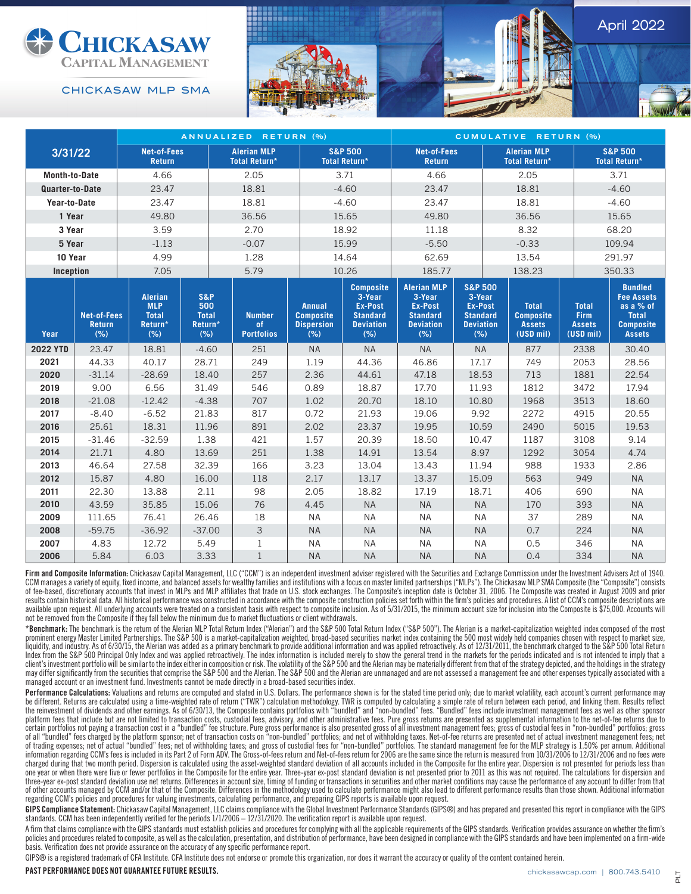# Chickasaw Capital Management

CHICKASAW MLP SMA

April 2022

| 3/31/22 | Annualized Return (%) | | | Cumulative Return (%) | | |
|---|---|---|---|---|---|---|
| | Net-of-Fees Return | Alerian MLP Total Return* | S&P 500 Total Return* | Net-of-Fees Return | Alerian MLP Total Return* | S&P 500 Total Return* |
| Month-to-Date | 4.66 | 2.05 | 3.71 | 4.66 | 2.05 | 3.71 |
| Quarter-to-Date | 23.47 | 18.81 | -4.60 | 23.47 | 18.81 | -4.60 |
| Year-to-Date | 23.47 | 18.81 | -4.60 | 23.47 | 18.81 | -4.60 |
| 1 Year | 49.80 | 36.56 | 15.65 | 49.80 | 36.56 | 15.65 |
| 3 Year | 3.59 | 2.70 | 18.92 | 11.18 | 8.32 | 68.20 |
| 5 Year | -1.13 | -0.07 | 15.99 | -5.50 | -0.33 | 109.94 |
| 10 Year | 4.99 | 1.28 | 14.64 | 62.69 | 13.54 | 291.97 |
| Inception | 7.05 | 5.79 | 10.26 | 185.77 | 138.23 | 350.33 |

| Year | Net-of-Fees Return (%) | Alerian MLP Total Return* (%) | S&P 500 Total Return* (%) | Number of Portfolios | Annual Composite Dispersion (%) | Composite 3-Year Ex-Post Standard Deviation (%) | Alerian MLP 3-Year Ex-Post Standard Deviation (%) | S&P 500 3-Year Ex-Post Standard Deviation (%) | Total Composite Assets (USD mil) | Total Firm Assets (USD mil) | Bundled Fee Assets as a % of Total Composite Assets |
|---|---|---|---|---|---|---|---|---|---|---|---|
| 2022 YTD | 23.47 | 18.81 | -4.60 | 251 | NA | NA | NA | NA | 877 | 2338 | 30.40 |
| 2021 | 44.33 | 40.17 | 28.71 | 249 | 1.19 | 44.36 | 46.86 | 17.17 | 749 | 2053 | 28.56 |
| 2020 | -31.14 | -28.69 | 18.40 | 257 | 2.36 | 44.61 | 47.18 | 18.53 | 713 | 1881 | 22.54 |
| 2019 | 9.00 | 6.56 | 31.49 | 546 | 0.89 | 18.87 | 17.70 | 11.93 | 1812 | 3472 | 17.94 |
| 2018 | -21.08 | -12.42 | -4.38 | 707 | 1.02 | 20.70 | 18.10 | 10.80 | 1968 | 3513 | 18.60 |
| 2017 | -8.40 | -6.52 | 21.83 | 817 | 0.72 | 21.93 | 19.06 | 9.92 | 2272 | 4915 | 20.55 |
| 2016 | 25.61 | 18.31 | 11.96 | 891 | 2.02 | 23.37 | 19.95 | 10.59 | 2490 | 5015 | 19.53 |
| 2015 | -31.46 | -32.59 | 1.38 | 421 | 1.57 | 20.39 | 18.50 | 10.47 | 1187 | 3108 | 9.14 |
| 2014 | 21.71 | 4.80 | 13.69 | 251 | 1.38 | 14.91 | 13.54 | 8.97 | 1292 | 3054 | 4.74 |
| 2013 | 46.64 | 27.58 | 32.39 | 166 | 3.23 | 13.04 | 13.43 | 11.94 | 988 | 1933 | 2.86 |
| 2012 | 15.87 | 4.80 | 16.00 | 118 | 2.17 | 13.17 | 13.37 | 15.09 | 563 | 949 | NA |
| 2011 | 22.30 | 13.88 | 2.11 | 98 | 2.05 | 18.82 | 17.19 | 18.71 | 406 | 690 | NA |
| 2010 | 43.59 | 35.85 | 15.06 | 76 | 4.45 | NA | NA | NA | 170 | 393 | NA |
| 2009 | 111.65 | 76.41 | 26.46 | 18 | NA | NA | NA | NA | 37 | 289 | NA |
| 2008 | -59.75 | -36.92 | -37.00 | 3 | NA | NA | NA | NA | 0.7 | 224 | NA |
| 2007 | 4.83 | 12.72 | 5.49 | 1 | NA | NA | NA | NA | 0.5 | 346 | NA |
| 2006 | 5.84 | 6.03 | 3.33 | 1 | NA | NA | NA | NA | 0.4 | 334 | NA |

**Firm and Composite Information:** Chickasaw Capital Management, LLC ("CCM") is an independent investment adviser registered with the Securities and Exchange Commission under the Investment Advisers Act of 1940. CCM manages a variety of equity, fixed income, and balanced assets for wealthy families and institutions with a focus on master limited partnerships ("MLPs"). The Chickasaw MLP SMA Composite (the "Composite") consists of fee-based, discretionary accounts that invest in MLPs and MLP affiliates that trade on U.S. stock exchanges. The Composite's inception date is October 31, 2006. The Composite was created in August 2009 and prior results contain historical data. All historical performance was constructed in accordance with the composite construction policies set forth within the firm's policies and procedures. A list of CCM's composite descriptions are available upon request. All underlying accounts were treated on a consistent basis with respect to composite inclusion. As of 5/31/2015, the minimum account size for inclusion into the Composite is $75,000. Accounts will not be removed from the Composite if they fall below the minimum due to market fluctuations or client withdrawals.

***Benchmark:** The benchmark is the return of the Alerian MLP Total Return Index ("Alerian") and the S&P 500 Total Return Index ("S&P 500"). The Alerian is a market-capitalization weighted index composed of the most prominent energy Master Limited Partnerships. The S&P 500 is a market-capitalization weighted, broad-based securities market index containing the 500 most widely held companies chosen with respect to market size, liquidity, and industry. As of 6/30/15, the Alerian was added as a primary benchmark to provide additional information and was applied retroactively. As of 12/31/2011, the benchmark changed to the S&P 500 Total Return Index from the S&P 500 Principal Only Index and was applied retroactively. The index information is included merely to show the general trend in the markets for the periods indicated and is not intended to imply that a client's investment portfolio will be similar to the index either in composition or risk. The volatility of the S&P 500 and the Alerian may be materially different from that of the strategy depicted, and the holdings in the strategy may differ significantly from the securities that comprise the S&P 500 and the Alerian. The S&P 500 and the Alerian are unmanaged and are not assessed a management fee and other expenses typically associated with a managed account or an investment fund. Investments cannot be made directly in a broad-based securities index.

**Performance Calculations:** Valuations and returns are computed and stated in U.S. Dollars. The performance shown is for the stated time period only; due to market volatility, each account's current performance may be different. Returns are calculated using a time-weighted rate of return ("TWR") calculation methodology. TWR is computed by calculating a simple rate of return between each period, and linking them. Results reflect the reinvestment of dividends and other earnings. As of 6/30/13, the Composite contains portfolios with "bundled" and "non-bundled" fees. "Bundled" fees include investment management fees as well as other sponsor platform fees that include but are not limited to transaction costs, custodial fees, advisory, and other administrative fees. Pure gross returns are presented as supplemental information to the net-of-fee returns due to certain portfolios not paying a transaction cost in a "bundled" fee structure. Pure gross performance is also presented gross of all investment management fees; gross of custodial fees in "non-bundled" portfolios; gross of all "bundled" fees charged by the platform sponsor; net of transaction costs on "non-bundled" portfolios; and net of withholding taxes. Net-of-fee returns are presented net of actual investment management fees; net of trading expenses; net of actual "bundled" fees; net of withholding taxes; and gross of custodial fees for "non-bundled" portfolios. The standard management fee for the MLP strategy is 1.50% per annum. Additional information regarding CCM's fees is included in its Part 2 of Form ADV. The Gross-of-fees return and Net-of-fees return for 2006 are the same since the return is measured from 10/31/2006 to 12/31/2006 and no fees were charged during that two month period. Dispersion is calculated using the asset-weighted standard deviation of all accounts included in the Composite for the entire year. Dispersion is not presented for periods less than one year or when there were five or fewer portfolios in the Composite for the entire year. Three-year ex-post standard deviation is not presented prior to 2011 as this was not required. The calculations for dispersion and three-year ex-post standard deviation use net returns. Differences in account size, timing of funding or transactions in securities and other market conditions may cause the performance of any account to differ from that of other accounts managed by CCM and/or that of the Composite. Differences in the methodology used to calculate performance might also lead to different performance results than those shown. Additional information regarding CCM's policies and procedures for valuing investments, calculating performance, and preparing GIPS reports is available upon request.

**GIPS Compliance Statement:** Chickasaw Capital Management, LLC claims compliance with the Global Investment Performance Standards (GIPS®) and has prepared and presented this report in compliance with the GIPS standards. CCM has been independently verified for the periods 1/1/2006 – 12/31/2020. The verification report is available upon request.

A firm that claims compliance with the GIPS standards must establish policies and procedures for complying with all the applicable requirements of the GIPS standards. Verification provides assurance on whether the firm's policies and procedures related to composite, as well as the calculation, presentation, and distribution of performance, have been designed in compliance with the GIPS standards and have been implemented on a firm-wide basis. Verification does not provide assurance on the accuracy of any specific performance report.

GIPS® is a registered trademark of CFA Institute. CFA Institute does not endorse or promote this organization, nor does it warrant the accuracy or quality of the content contained herein.

**PAST PERFORMANCE DOES NOT GUARANTEE FUTURE RESULTS.**

chickasawcap.com | 800.743.5410